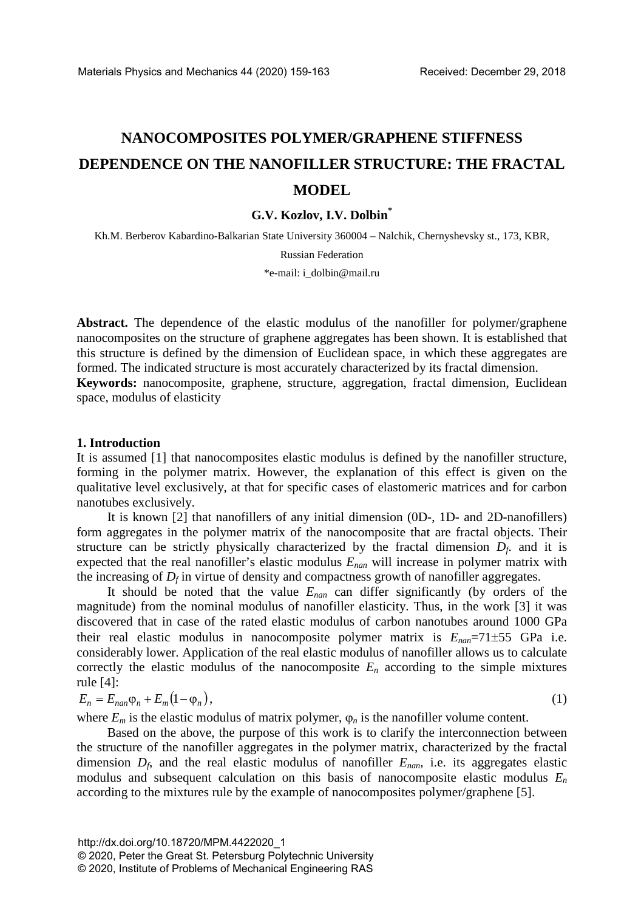# NANOCOMPOSITES POLYMER/GRAPHENE STIFFNESS DEPENDENCE ON THE NANOFILLER STRUCTURE: THE FRACTAL MODEL

**G.V. Kozlov, I.V. Dolbin***

Kh.M. Berberov Kabardino-Balkarian State University 360004 – Nalchik, Chernyshevsky st., 173, KBR, Russian Federation

*e-mail: i_dolbin@mail.ru

**Abstract.** The dependence of the elastic modulus of the nanofiller for polymer/graphene nanocomposites on the structure of graphene aggregates has been shown. It is established that this structure is defined by the dimension of Euclidean space, in which these aggregates are formed. The indicated structure is most accurately characterized by its fractal dimension.

**Keywords:** nanocomposite, graphene, structure, aggregation, fractal dimension, Euclidean space, modulus of elasticity

## 1. Introduction

It is assumed [1] that nanocomposites elastic modulus is defined by the nanofiller structure, forming in the polymer matrix. However, the explanation of this effect is given on the qualitative level exclusively, at that for specific cases of elastomeric matrices and for carbon nanotubes exclusively.

It is known [2] that nanofillers of any initial dimension (0D-, 1D- and 2D-nanofillers) form aggregates in the polymer matrix of the nanocomposite that are fractal objects. Their structure can be strictly physically characterized by the fractal dimension $D_f$. and it is expected that the real nanofiller's elastic modulus $E_{nan}$ will increase in polymer matrix with the increasing of $D_f$ in virtue of density and compactness growth of nanofiller aggregates.

It should be noted that the value $E_{nan}$ can differ significantly (by orders of the magnitude) from the nominal modulus of nanofiller elasticity. Thus, in the work [3] it was discovered that in case of the rated elastic modulus of carbon nanotubes around 1000 GPa their real elastic modulus in nanocomposite polymer matrix is $E_{nan}$=71±55 GPa i.e. considerably lower. Application of the real elastic modulus of nanofiller allows us to calculate correctly the elastic modulus of the nanocomposite $E_n$ according to the simple mixtures rule [4]:

$$E_n = E_{nan}\varphi_n + E_m(1-\varphi_n), \tag{1}$$

where $E_m$ is the elastic modulus of matrix polymer, $\varphi_n$ is the nanofiller volume content.

Based on the above, the purpose of this work is to clarify the interconnection between the structure of the nanofiller aggregates in the polymer matrix, characterized by the fractal dimension $D_f$, and the real elastic modulus of nanofiller $E_{nan}$, i.e. its aggregates elastic modulus and subsequent calculation on this basis of nanocomposite elastic modulus $E_n$ according to the mixtures rule by the example of nanocomposites polymer/graphene [5].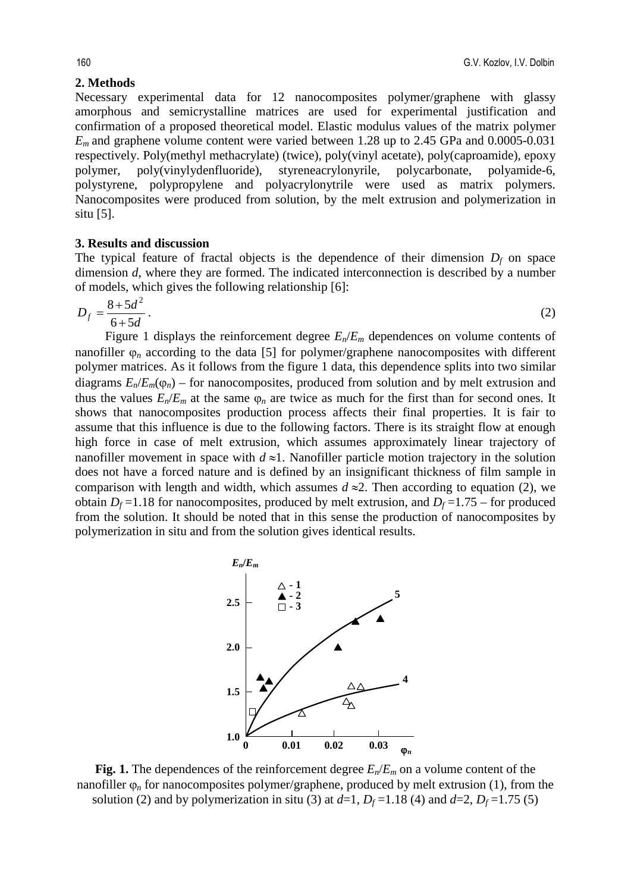## 2. Methods

Necessary experimental data for 12 nanocomposites polymer/graphene with glassy amorphous and semicrystalline matrices are used for experimental justification and confirmation of a proposed theoretical model. Elastic modulus values of the matrix polymer $E_m$ and graphene volume content were varied between 1.28 up to 2.45 GPa and 0.0005-0.031 respectively. Poly(methyl methacrylate) (twice), poly(vinyl acetate), poly(caproamide), epoxy polymer, poly(vinylydenfluoride), styreneacrylonyrile, polycarbonate, polyamide-6, polystyrene, polypropylene and polyacrylonytrile were used as matrix polymers. Nanocomposites were produced from solution, by the melt extrusion and polymerization in situ [5].

## 3. Results and discussion

The typical feature of fractal objects is the dependence of their dimension $D_f$ on space dimension $d$, where they are formed. The indicated interconnection is described by a number of models, which gives the following relationship [6]:

$$D_f = \frac{8+5d^2}{6+5d}. \tag{2}$$

Figure 1 displays the reinforcement degree $E_n/E_m$ dependences on volume contents of nanofiller $\varphi_n$ according to the data [5] for polymer/graphene nanocomposites with different polymer matrices. As it follows from the figure 1 data, this dependence splits into two similar diagrams $E_n/E_m(\varphi_n)$ – for nanocomposites, produced from solution and by melt extrusion and thus the values $E_n/E_m$ at the same $\varphi_n$ are twice as much for the first than for second ones. It shows that nanocomposites production process affects their final properties. It is fair to assume that this influence is due to the following factors. There is its straight flow at enough high force in case of melt extrusion, which assumes approximately linear trajectory of nanofiller movement in space with $d \approx 1$. Nanofiller particle motion trajectory in the solution does not have a forced nature and is defined by an insignificant thickness of film sample in comparison with length and width, which assumes $d \approx 2$. Then according to equation (2), we obtain $D_f = 1.18$ for nanocomposites, produced by melt extrusion, and $D_f = 1.75$ – for produced from the solution. It should be noted that in this sense the production of nanocomposites by polymerization in situ and from the solution gives identical results.

**Fig. 1.** The dependences of the reinforcement degree $E_n/E_m$ on a volume content of the nanofiller $\varphi_n$ for nanocomposites polymer/graphene, produced by melt extrusion (1), from the solution (2) and by polymerization in situ (3) at $d$=1, $D_f$=1.18 (4) and $d$=2, $D_f$=1.75 (5)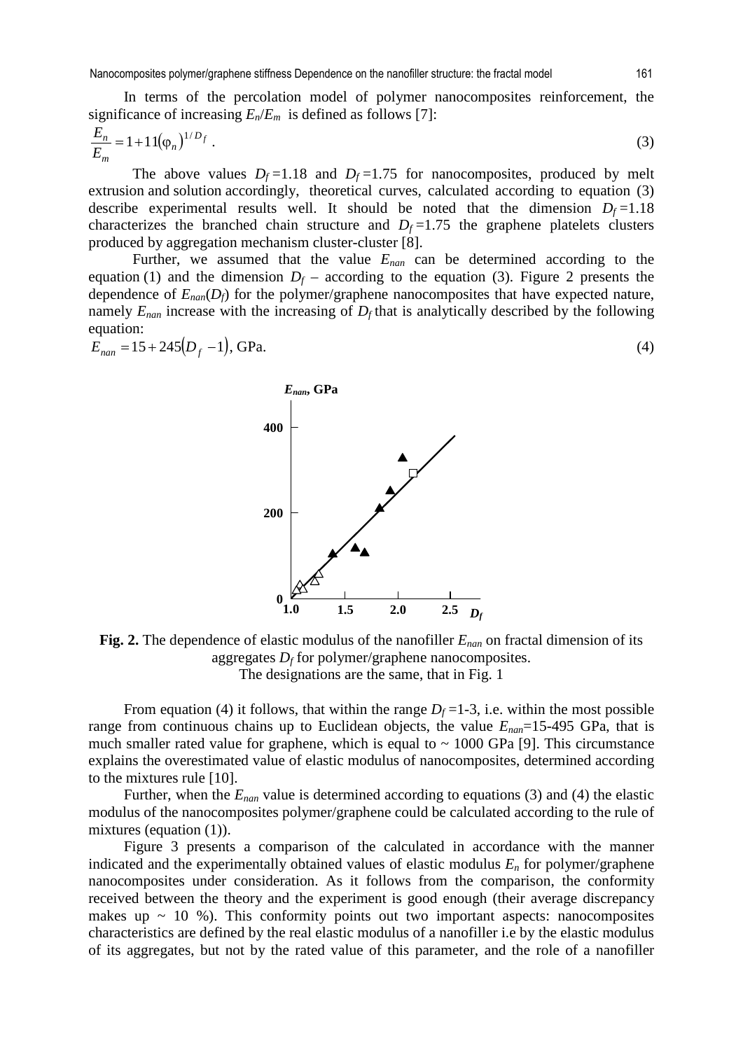In terms of the percolation model of polymer nanocomposites reinforcement, the significance of increasing $E_n/E_m$ is defined as follows [7]:

$$\frac{E_n}{E_m} = 1 + 11(\varphi_n)^{1/D_f} . \tag{3}$$

The above values $D_f = 1.18$ and $D_f = 1.75$ for nanocomposites, produced by melt extrusion and solution accordingly, theoretical curves, calculated according to equation (3) describe experimental results well. It should be noted that the dimension $D_f = 1.18$ characterizes the branched chain structure and $D_f = 1.75$ the graphene platelets clusters produced by aggregation mechanism cluster-cluster [8].

Further, we assumed that the value $E_{nan}$ can be determined according to the equation (1) and the dimension $D_f$ – according to the equation (3). Figure 2 presents the dependence of $E_{nan}(D_f)$ for the polymer/graphene nanocomposites that have expected nature, namely $E_{nan}$ increase with the increasing of $D_f$ that is analytically described by the following equation:

$$E_{nan} = 15 + 245(D_f - 1), \text{ GPa.} \tag{4}$$

**Fig. 2.** The dependence of elastic modulus of the nanofiller $E_{nan}$ on fractal dimension of its aggregates $D_f$ for polymer/graphene nanocomposites.
The designations are the same, that in Fig. 1

From equation (4) it follows, that within the range $D_f = 1\text{-}3$, i.e. within the most possible range from continuous chains up to Euclidean objects, the value $E_{nan} = 15\text{-}495$ GPa, that is much smaller rated value for graphene, which is equal to ~ 1000 GPa [9]. This circumstance explains the overestimated value of elastic modulus of nanocomposites, determined according to the mixtures rule [10].

Further, when the $E_{nan}$ value is determined according to equations (3) and (4) the elastic modulus of the nanocomposites polymer/graphene could be calculated according to the rule of mixtures (equation (1)).

Figure 3 presents a comparison of the calculated in accordance with the manner indicated and the experimentally obtained values of elastic modulus $E_n$ for polymer/graphene nanocomposites under consideration. As it follows from the comparison, the conformity received between the theory and the experiment is good enough (their average discrepancy makes up ~ 10 %). This conformity points out two important aspects: nanocomposites characteristics are defined by the real elastic modulus of a nanofiller i.e by the elastic modulus of its aggregates, but not by the rated value of this parameter, and the role of a nanofiller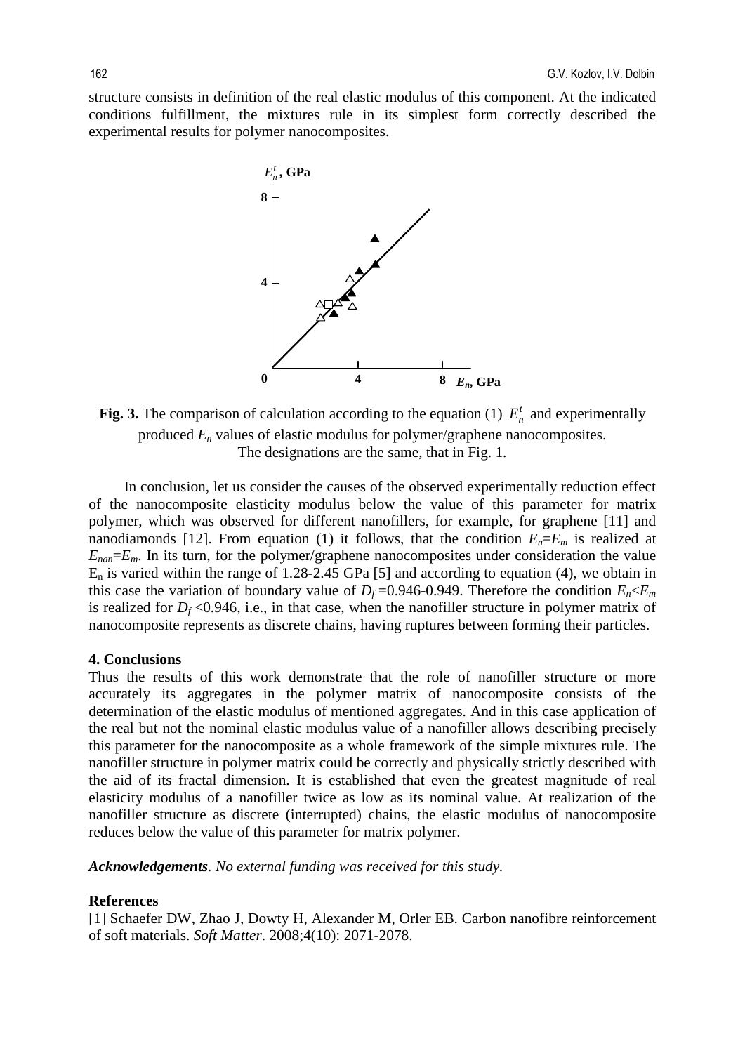structure consists in definition of the real elastic modulus of this component. At the indicated conditions fulfillment, the mixtures rule in its simplest form correctly described the experimental results for polymer nanocomposites.

**Fig. 3.** The comparison of calculation according to the equation (1) $E_n^t$ and experimentally produced $E_n$ values of elastic modulus for polymer/graphene nanocomposites. The designations are the same, that in Fig. 1.

In conclusion, let us consider the causes of the observed experimentally reduction effect of the nanocomposite elasticity modulus below the value of this parameter for matrix polymer, which was observed for different nanofillers, for example, for graphene [11] and nanodiamonds [12]. From equation (1) it follows, that the condition $E_n$=$E_m$ is realized at $E_{nan}$=$E_m$. In its turn, for the polymer/graphene nanocomposites under consideration the value $E_n$ is varied within the range of 1.28-2.45 GPa [5] and according to equation (4), we obtain in this case the variation of boundary value of $D_f$ =0.946-0.949. Therefore the condition $E_n$<$E_m$ is realized for $D_f$ <0.946, i.e., in that case, when the nanofiller structure in polymer matrix of nanocomposite represents as discrete chains, having ruptures between forming their particles.

## 4. Conclusions

Thus the results of this work demonstrate that the role of nanofiller structure or more accurately its aggregates in the polymer matrix of nanocomposite consists of the determination of the elastic modulus of mentioned aggregates. And in this case application of the real but not the nominal elastic modulus value of a nanofiller allows describing precisely this parameter for the nanocomposite as a whole framework of the simple mixtures rule. The nanofiller structure in polymer matrix could be correctly and physically strictly described with the aid of its fractal dimension. It is established that even the greatest magnitude of real elasticity modulus of a nanofiller twice as low as its nominal value. At realization of the nanofiller structure as discrete (interrupted) chains, the elastic modulus of nanocomposite reduces below the value of this parameter for matrix polymer.

***Acknowledgements****. No external funding was received for this study.*

## References

[1] Schaefer DW, Zhao J, Dowty H, Alexander M, Orler EB. Carbon nanofibre reinforcement of soft materials. *Soft Matter*. 2008;4(10): 2071-2078.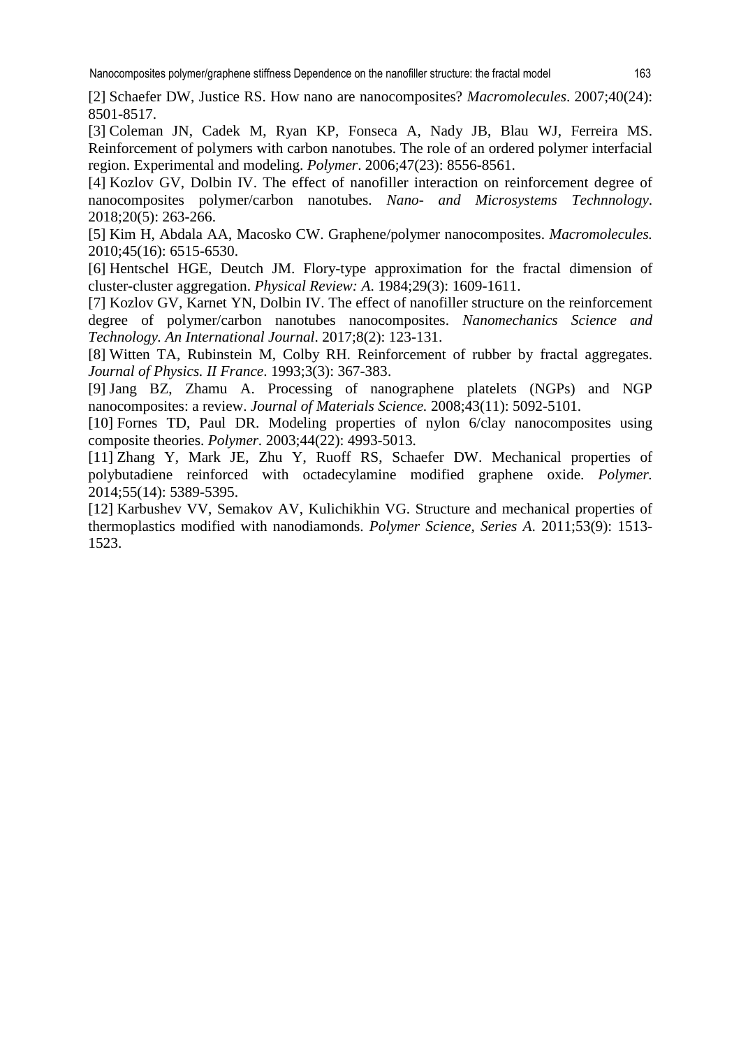[2] Schaefer DW, Justice RS. How nano are nanocomposites? *Macromolecules*. 2007;40(24): 8501-8517.

[3] Coleman JN, Cadek M, Ryan KP, Fonseca A, Nady JB, Blau WJ, Ferreira MS. Reinforcement of polymers with carbon nanotubes. The role of an ordered polymer interfacial region. Experimental and modeling. *Polymer*. 2006;47(23): 8556-8561.

[4] Kozlov GV, Dolbin IV. The effect of nanofiller interaction on reinforcement degree of nanocomposites polymer/carbon nanotubes. *Nano- and Microsystems Technnology*. 2018;20(5): 263-266.

[5] Kim H, Abdala AA, Macosko CW. Graphene/polymer nanocomposites. *Macromolecules.* 2010;45(16): 6515-6530.

[6] Hentschel HGE, Deutch JM. Flory-type approximation for the fractal dimension of cluster-cluster aggregation. *Physical Review: A*. 1984;29(3): 1609-1611.

[7] Kozlov GV, Karnet YN, Dolbin IV. The effect of nanofiller structure on the reinforcement degree of polymer/carbon nanotubes nanocomposites. *Nanomechanics Science and Technology. An International Journal*. 2017;8(2): 123-131.

[8] Witten TA, Rubinstein M, Colby RH. Reinforcement of rubber by fractal aggregates. *Journal of Physics. II France*. 1993;3(3): 367-383.

[9] Jang BZ, Zhamu A. Processing of nanographene platelets (NGPs) and NGP nanocomposites: a review. *Journal of Materials Science.* 2008;43(11): 5092-5101.

[10] Fornes TD, Paul DR. Modeling properties of nylon 6/clay nanocomposites using composite theories. *Polymer*. 2003;44(22): 4993-5013.

[11] Zhang Y, Mark JE, Zhu Y, Ruoff RS, Schaefer DW. Mechanical properties of polybutadiene reinforced with octadecylamine modified graphene oxide. *Polymer.* 2014;55(14): 5389-5395.

[12] Karbushev VV, Semakov AV, Kulichikhin VG. Structure and mechanical properties of thermoplastics modified with nanodiamonds. *Polymer Science, Series A*. 2011;53(9): 1513-1523.